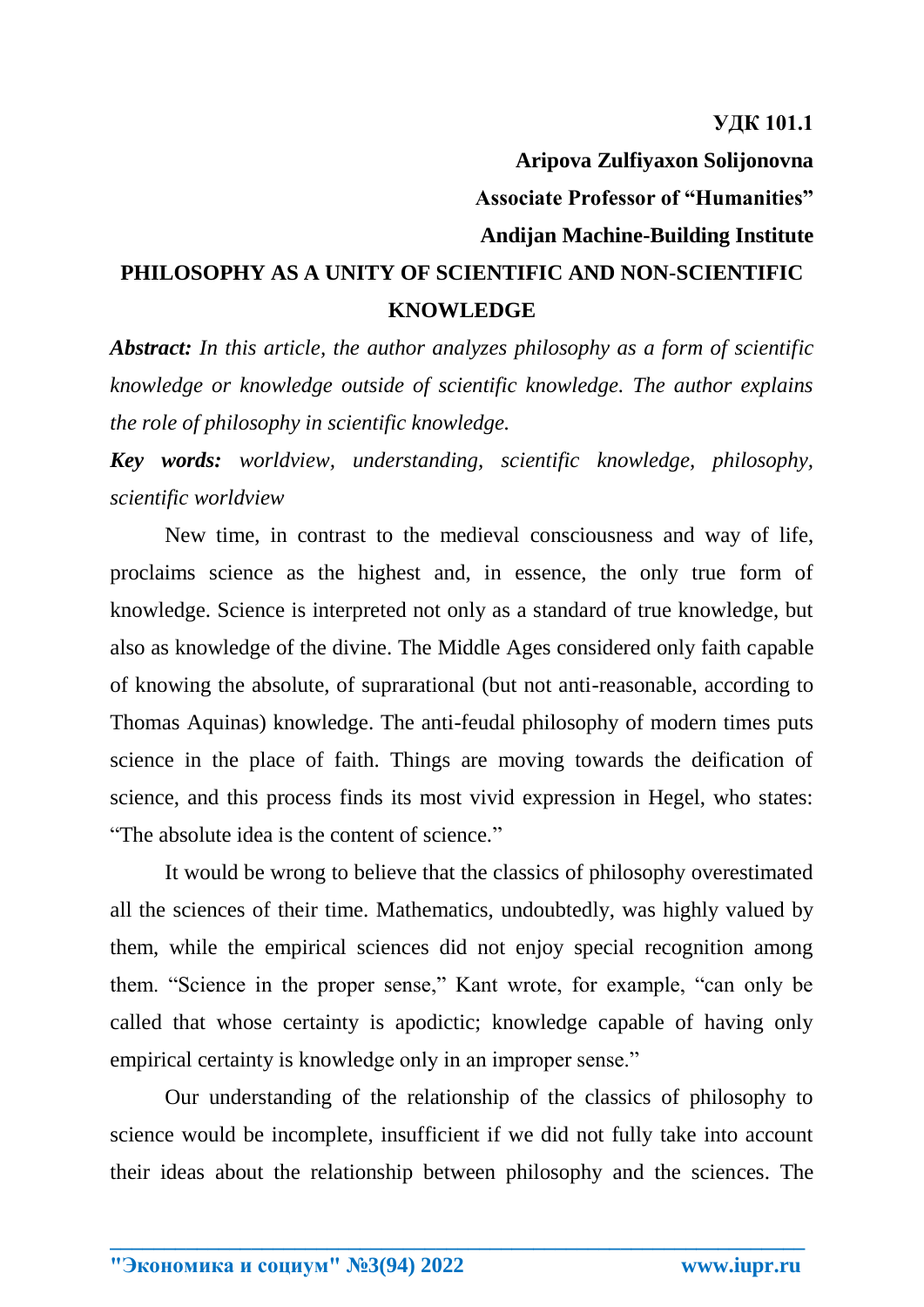**УДК 101.1**

**Aripova Zulfiyaxon Solijonovna**

**Associate Professor of "Humanities"**

**Andijan Machine-Building Institute**

# PHILOSOPHY AS A UNITY OF SCIENTIFIC AND NON-SCIENTIFIC KNOWLEDGE

***Abstract:*** *In this article, the author analyzes philosophy as a form of scientific knowledge or knowledge outside of scientific knowledge. The author explains the role of philosophy in scientific knowledge.*

***Key words:*** *worldview, understanding, scientific knowledge, philosophy, scientific worldview*

New time, in contrast to the medieval consciousness and way of life, proclaims science as the highest and, in essence, the only true form of knowledge. Science is interpreted not only as a standard of true knowledge, but also as knowledge of the divine. The Middle Ages considered only faith capable of knowing the absolute, of suprarational (but not anti-reasonable, according to Thomas Aquinas) knowledge. The anti-feudal philosophy of modern times puts science in the place of faith. Things are moving towards the deification of science, and this process finds its most vivid expression in Hegel, who states: "The absolute idea is the content of science."

It would be wrong to believe that the classics of philosophy overestimated all the sciences of their time. Mathematics, undoubtedly, was highly valued by them, while the empirical sciences did not enjoy special recognition among them. "Science in the proper sense," Kant wrote, for example, "can only be called that whose certainty is apodictic; knowledge capable of having only empirical certainty is knowledge only in an improper sense."

Our understanding of the relationship of the classics of philosophy to science would be incomplete, insufficient if we did not fully take into account their ideas about the relationship between philosophy and the sciences. The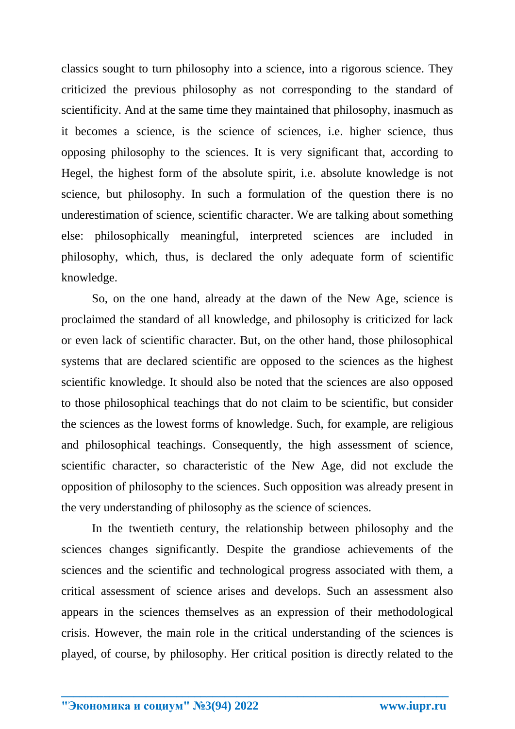classics sought to turn philosophy into a science, into a rigorous science. They criticized the previous philosophy as not corresponding to the standard of scientificity. And at the same time they maintained that philosophy, inasmuch as it becomes a science, is the science of sciences, i.e. higher science, thus opposing philosophy to the sciences. It is very significant that, according to Hegel, the highest form of the absolute spirit, i.e. absolute knowledge is not science, but philosophy. In such a formulation of the question there is no underestimation of science, scientific character. We are talking about something else: philosophically meaningful, interpreted sciences are included in philosophy, which, thus, is declared the only adequate form of scientific knowledge.

So, on the one hand, already at the dawn of the New Age, science is proclaimed the standard of all knowledge, and philosophy is criticized for lack or even lack of scientific character. But, on the other hand, those philosophical systems that are declared scientific are opposed to the sciences as the highest scientific knowledge. It should also be noted that the sciences are also opposed to those philosophical teachings that do not claim to be scientific, but consider the sciences as the lowest forms of knowledge. Such, for example, are religious and philosophical teachings. Consequently, the high assessment of science, scientific character, so characteristic of the New Age, did not exclude the opposition of philosophy to the sciences. Such opposition was already present in the very understanding of philosophy as the science of sciences.

In the twentieth century, the relationship between philosophy and the sciences changes significantly. Despite the grandiose achievements of the sciences and the scientific and technological progress associated with them, a critical assessment of science arises and develops. Such an assessment also appears in the sciences themselves as an expression of their methodological crisis. However, the main role in the critical understanding of the sciences is played, of course, by philosophy. Her critical position is directly related to the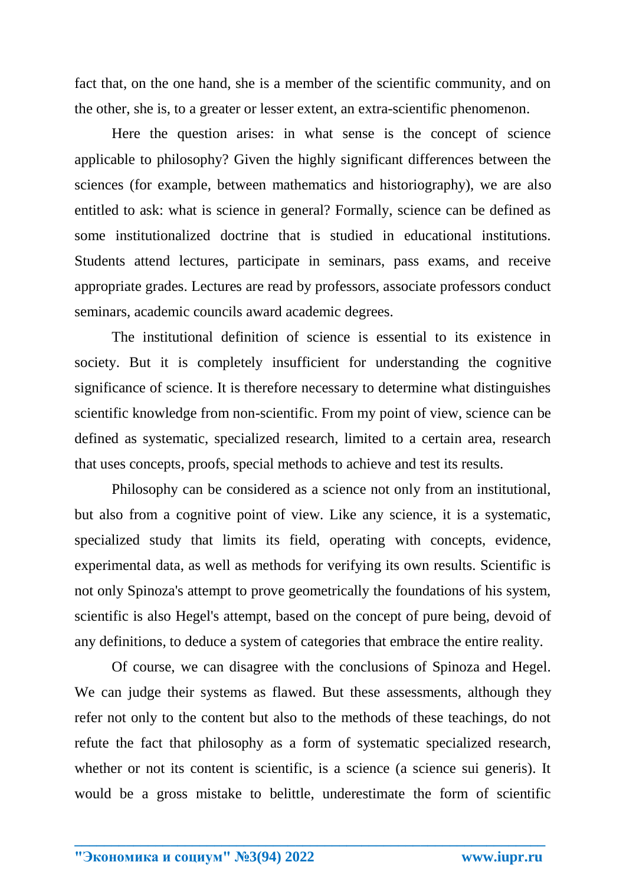fact that, on the one hand, she is a member of the scientific community, and on the other, she is, to a greater or lesser extent, an extra-scientific phenomenon.

Here the question arises: in what sense is the concept of science applicable to philosophy? Given the highly significant differences between the sciences (for example, between mathematics and historiography), we are also entitled to ask: what is science in general? Formally, science can be defined as some institutionalized doctrine that is studied in educational institutions. Students attend lectures, participate in seminars, pass exams, and receive appropriate grades. Lectures are read by professors, associate professors conduct seminars, academic councils award academic degrees.

The institutional definition of science is essential to its existence in society. But it is completely insufficient for understanding the cognitive significance of science. It is therefore necessary to determine what distinguishes scientific knowledge from non-scientific. From my point of view, science can be defined as systematic, specialized research, limited to a certain area, research that uses concepts, proofs, special methods to achieve and test its results.

Philosophy can be considered as a science not only from an institutional, but also from a cognitive point of view. Like any science, it is a systematic, specialized study that limits its field, operating with concepts, evidence, experimental data, as well as methods for verifying its own results. Scientific is not only Spinoza's attempt to prove geometrically the foundations of his system, scientific is also Hegel's attempt, based on the concept of pure being, devoid of any definitions, to deduce a system of categories that embrace the entire reality.

Of course, we can disagree with the conclusions of Spinoza and Hegel. We can judge their systems as flawed. But these assessments, although they refer not only to the content but also to the methods of these teachings, do not refute the fact that philosophy as a form of systematic specialized research, whether or not its content is scientific, is a science (a science sui generis). It would be a gross mistake to belittle, underestimate the form of scientific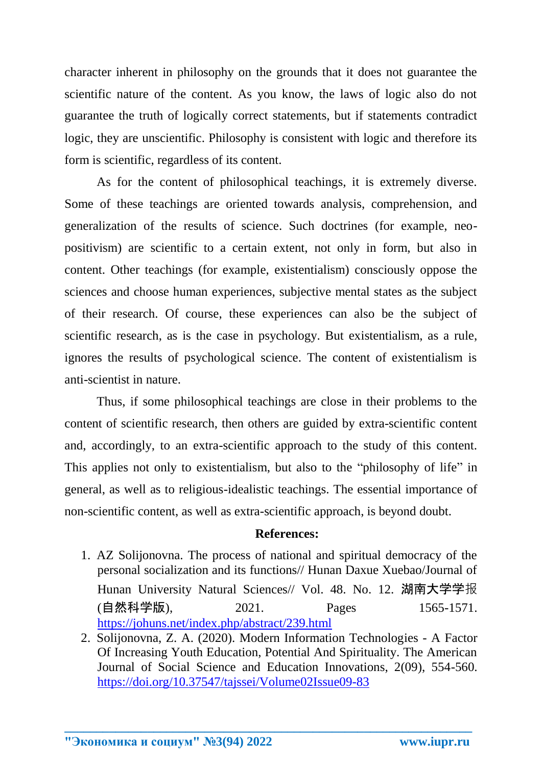character inherent in philosophy on the grounds that it does not guarantee the scientific nature of the content. As you know, the laws of logic also do not guarantee the truth of logically correct statements, but if statements contradict logic, they are unscientific. Philosophy is consistent with logic and therefore its form is scientific, regardless of its content.

As for the content of philosophical teachings, it is extremely diverse. Some of these teachings are oriented towards analysis, comprehension, and generalization of the results of science. Such doctrines (for example, neo-positivism) are scientific to a certain extent, not only in form, but also in content. Other teachings (for example, existentialism) consciously oppose the sciences and choose human experiences, subjective mental states as the subject of their research. Of course, these experiences can also be the subject of scientific research, as is the case in psychology. But existentialism, as a rule, ignores the results of psychological science. The content of existentialism is anti-scientist in nature.

Thus, if some philosophical teachings are close in their problems to the content of scientific research, then others are guided by extra-scientific content and, accordingly, to an extra-scientific approach to the study of this content. This applies not only to existentialism, but also to the "philosophy of life" in general, as well as to religious-idealistic teachings. The essential importance of non-scientific content, as well as extra-scientific approach, is beyond doubt.

**References:**

1. AZ Solijonovna. The process of national and spiritual democracy of the personal socialization and its functions// Hunan Daxue Xuebao/Journal of Hunan University Natural Sciences// Vol. 48. No. 12. 湖南大学学报 (自然科学版), 2021. Pages 1565-1571. https://johuns.net/index.php/abstract/239.html
2. Solijonovna, Z. A. (2020). Modern Information Technologies - A Factor Of Increasing Youth Education, Potential And Spirituality. The American Journal of Social Science and Education Innovations, 2(09), 554-560. https://doi.org/10.37547/tajssei/Volume02Issue09-83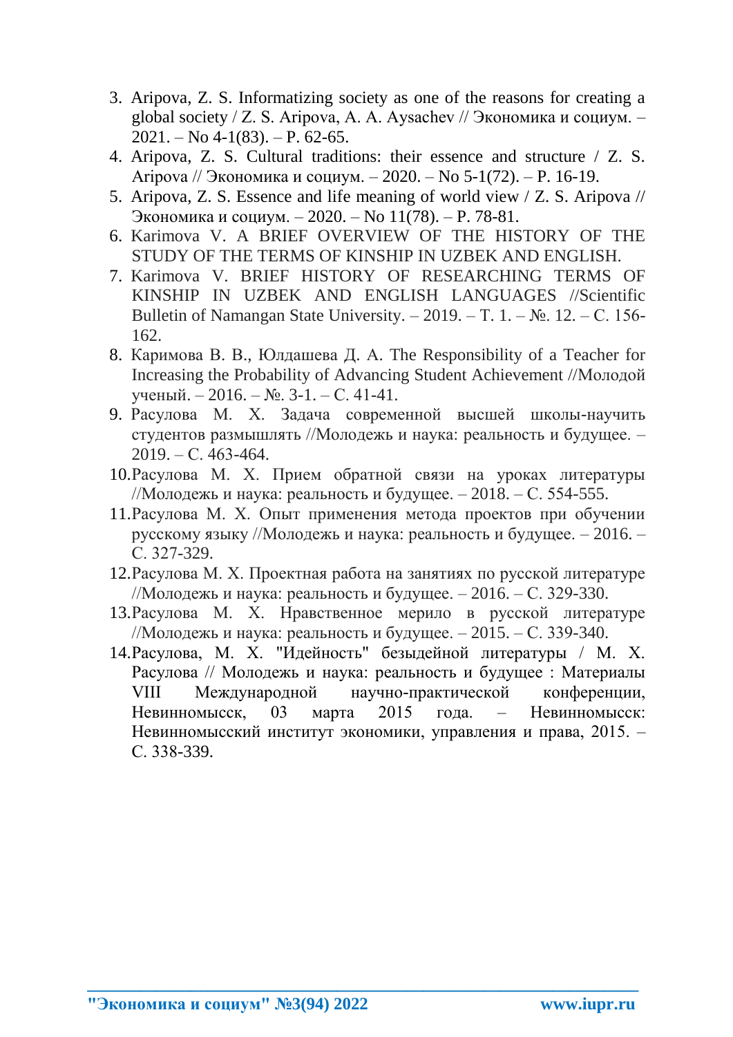3. Aripova, Z. S. Informatizing society as one of the reasons for creating a global society / Z. S. Aripova, A. A. Aysachev // Экономика и социум. – 2021. – No 4-1(83). – P. 62-65.
4. Aripova, Z. S. Cultural traditions: their essence and structure / Z. S. Aripova // Экономика и социум. – 2020. – No 5-1(72). – P. 16-19.
5. Aripova, Z. S. Essence and life meaning of world view / Z. S. Aripova // Экономика и социум. – 2020. – No 11(78). – P. 78-81.
6. Karimova V. A BRIEF OVERVIEW OF THE HISTORY OF THE STUDY OF THE TERMS OF KINSHIP IN UZBEK AND ENGLISH.
7. Karimova V. BRIEF HISTORY OF RESEARCHING TERMS OF KINSHIP IN UZBEK AND ENGLISH LANGUAGES //Scientific Bulletin of Namangan State University. – 2019. – Т. 1. – №. 12. – С. 156-162.
8. Каримова В. В., Юлдашева Д. А. The Responsibility of a Teacher for Increasing the Probability of Advancing Student Achievement //Молодой ученый. – 2016. – №. 3-1. – С. 41-41.
9. Расулова М. Х. Задача современной высшей школы-научить студентов размышлять //Молодежь и наука: реальность и будущее. – 2019. – С. 463-464.
10. Расулова М. Х. Прием обратной связи на уроках литературы //Молодежь и наука: реальность и будущее. – 2018. – С. 554-555.
11. Расулова М. Х. Опыт применения метода проектов при обучении русскому языку //Молодежь и наука: реальность и будущее. – 2016. – С. 327-329.
12. Расулова М. Х. Проектная работа на занятиях по русской литературе //Молодежь и наука: реальность и будущее. – 2016. – С. 329-330.
13. Расулова М. Х. Нравственное мерило в русской литературе //Молодежь и наука: реальность и будущее. – 2015. – С. 339-340.
14. Расулова, М. Х. "Идейность" безыдейной литературы / М. Х. Расулова // Молодежь и наука: реальность и будущее : Материалы VIII Международной научно-практической конференции, Невинномысск, 03 марта 2015 года. – Невинномысск: Невинномысский институт экономики, управления и права, 2015. – С. 338-339.